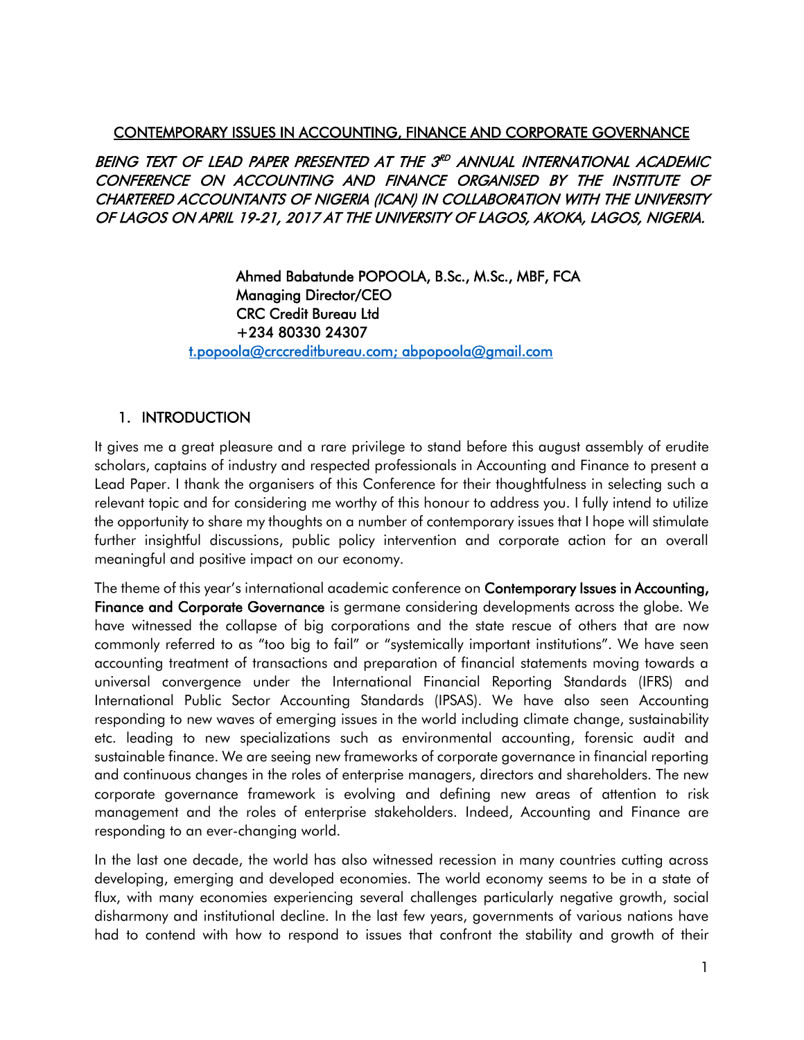# CONTEMPORARY ISSUES IN ACCOUNTING, FINANCE AND CORPORATE GOVERNANCE

*BEING TEXT OF LEAD PAPER PRESENTED AT THE 3RD ANNUAL INTERNATIONAL ACADEMIC CONFERENCE ON ACCOUNTING AND FINANCE ORGANISED BY THE INSTITUTE OF CHARTERED ACCOUNTANTS OF NIGERIA (ICAN) IN COLLABORATION WITH THE UNIVERSITY OF LAGOS ON APRIL 19-21, 2017 AT THE UNIVERSITY OF LAGOS, AKOKA, LAGOS, NIGERIA.*

Ahmed Babatunde POPOOLA, B.Sc., M.Sc., MBF, FCA
Managing Director/CEO
CRC Credit Bureau Ltd
+234 80330 24307
t.popoola@crccreditbureau.com; abpopoola@gmail.com

## 1. INTRODUCTION

It gives me a great pleasure and a rare privilege to stand before this august assembly of erudite scholars, captains of industry and respected professionals in Accounting and Finance to present a Lead Paper. I thank the organisers of this Conference for their thoughtfulness in selecting such a relevant topic and for considering me worthy of this honour to address you. I fully intend to utilize the opportunity to share my thoughts on a number of contemporary issues that I hope will stimulate further insightful discussions, public policy intervention and corporate action for an overall meaningful and positive impact on our economy.

The theme of this year's international academic conference on **Contemporary Issues in Accounting, Finance and Corporate Governance** is germane considering developments across the globe. We have witnessed the collapse of big corporations and the state rescue of others that are now commonly referred to as "too big to fail" or "systemically important institutions". We have seen accounting treatment of transactions and preparation of financial statements moving towards a universal convergence under the International Financial Reporting Standards (IFRS) and International Public Sector Accounting Standards (IPSAS). We have also seen Accounting responding to new waves of emerging issues in the world including climate change, sustainability etc. leading to new specializations such as environmental accounting, forensic audit and sustainable finance. We are seeing new frameworks of corporate governance in financial reporting and continuous changes in the roles of enterprise managers, directors and shareholders. The new corporate governance framework is evolving and defining new areas of attention to risk management and the roles of enterprise stakeholders. Indeed, Accounting and Finance are responding to an ever-changing world.

In the last one decade, the world has also witnessed recession in many countries cutting across developing, emerging and developed economies. The world economy seems to be in a state of flux, with many economies experiencing several challenges particularly negative growth, social disharmony and institutional decline. In the last few years, governments of various nations have had to contend with how to respond to issues that confront the stability and growth of their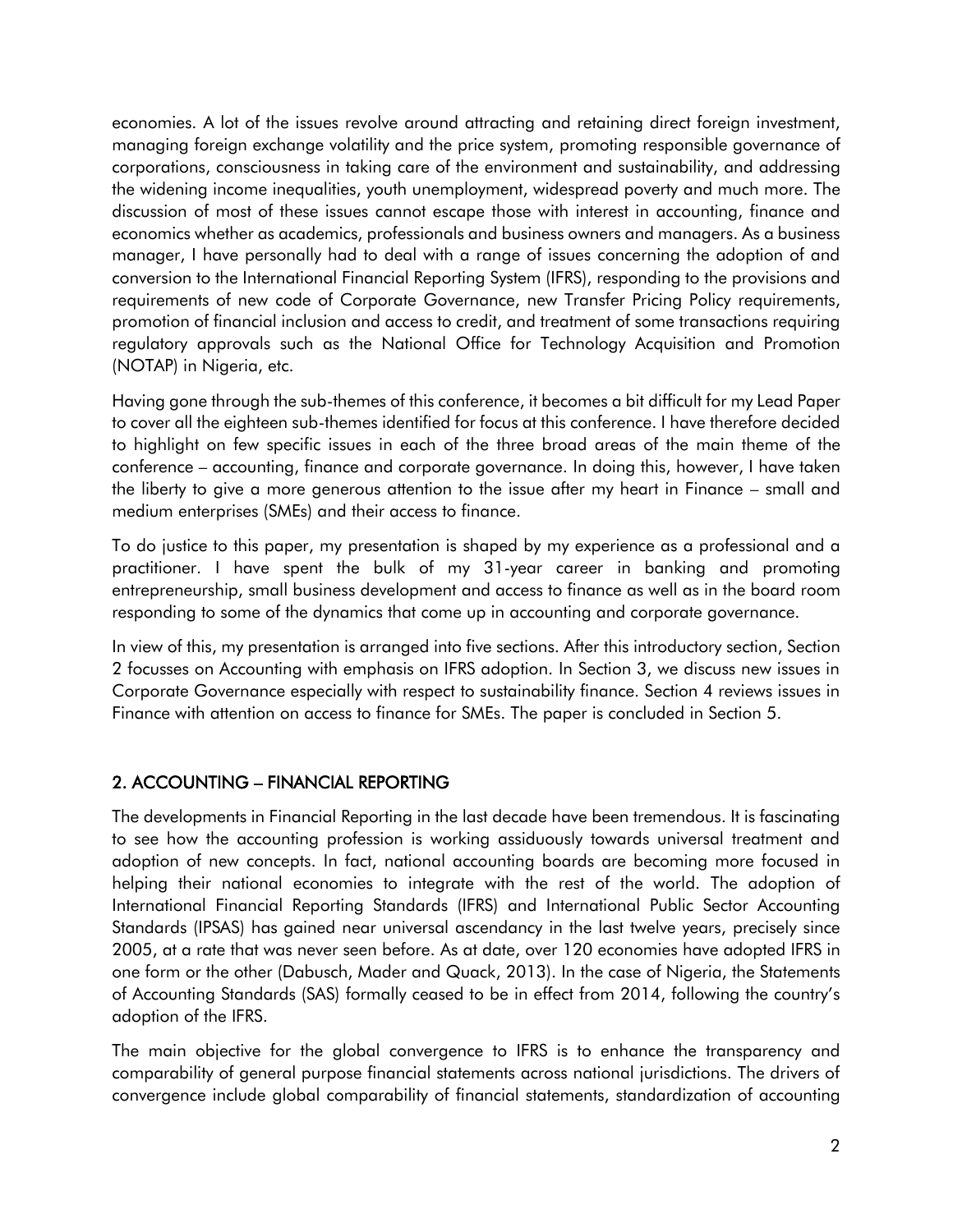economies. A lot of the issues revolve around attracting and retaining direct foreign investment, managing foreign exchange volatility and the price system, promoting responsible governance of corporations, consciousness in taking care of the environment and sustainability, and addressing the widening income inequalities, youth unemployment, widespread poverty and much more. The discussion of most of these issues cannot escape those with interest in accounting, finance and economics whether as academics, professionals and business owners and managers. As a business manager, I have personally had to deal with a range of issues concerning the adoption of and conversion to the International Financial Reporting System (IFRS), responding to the provisions and requirements of new code of Corporate Governance, new Transfer Pricing Policy requirements, promotion of financial inclusion and access to credit, and treatment of some transactions requiring regulatory approvals such as the National Office for Technology Acquisition and Promotion (NOTAP) in Nigeria, etc.

Having gone through the sub-themes of this conference, it becomes a bit difficult for my Lead Paper to cover all the eighteen sub-themes identified for focus at this conference. I have therefore decided to highlight on few specific issues in each of the three broad areas of the main theme of the conference – accounting, finance and corporate governance. In doing this, however, I have taken the liberty to give a more generous attention to the issue after my heart in Finance – small and medium enterprises (SMEs) and their access to finance.

To do justice to this paper, my presentation is shaped by my experience as a professional and a practitioner. I have spent the bulk of my 31-year career in banking and promoting entrepreneurship, small business development and access to finance as well as in the board room responding to some of the dynamics that come up in accounting and corporate governance.

In view of this, my presentation is arranged into five sections. After this introductory section, Section 2 focusses on Accounting with emphasis on IFRS adoption. In Section 3, we discuss new issues in Corporate Governance especially with respect to sustainability finance. Section 4 reviews issues in Finance with attention on access to finance for SMEs. The paper is concluded in Section 5.

## 2. ACCOUNTING – FINANCIAL REPORTING

The developments in Financial Reporting in the last decade have been tremendous. It is fascinating to see how the accounting profession is working assiduously towards universal treatment and adoption of new concepts. In fact, national accounting boards are becoming more focused in helping their national economies to integrate with the rest of the world. The adoption of International Financial Reporting Standards (IFRS) and International Public Sector Accounting Standards (IPSAS) has gained near universal ascendancy in the last twelve years, precisely since 2005, at a rate that was never seen before. As at date, over 120 economies have adopted IFRS in one form or the other (Dabusch, Mader and Quack, 2013). In the case of Nigeria, the Statements of Accounting Standards (SAS) formally ceased to be in effect from 2014, following the country's adoption of the IFRS.

The main objective for the global convergence to IFRS is to enhance the transparency and comparability of general purpose financial statements across national jurisdictions. The drivers of convergence include global comparability of financial statements, standardization of accounting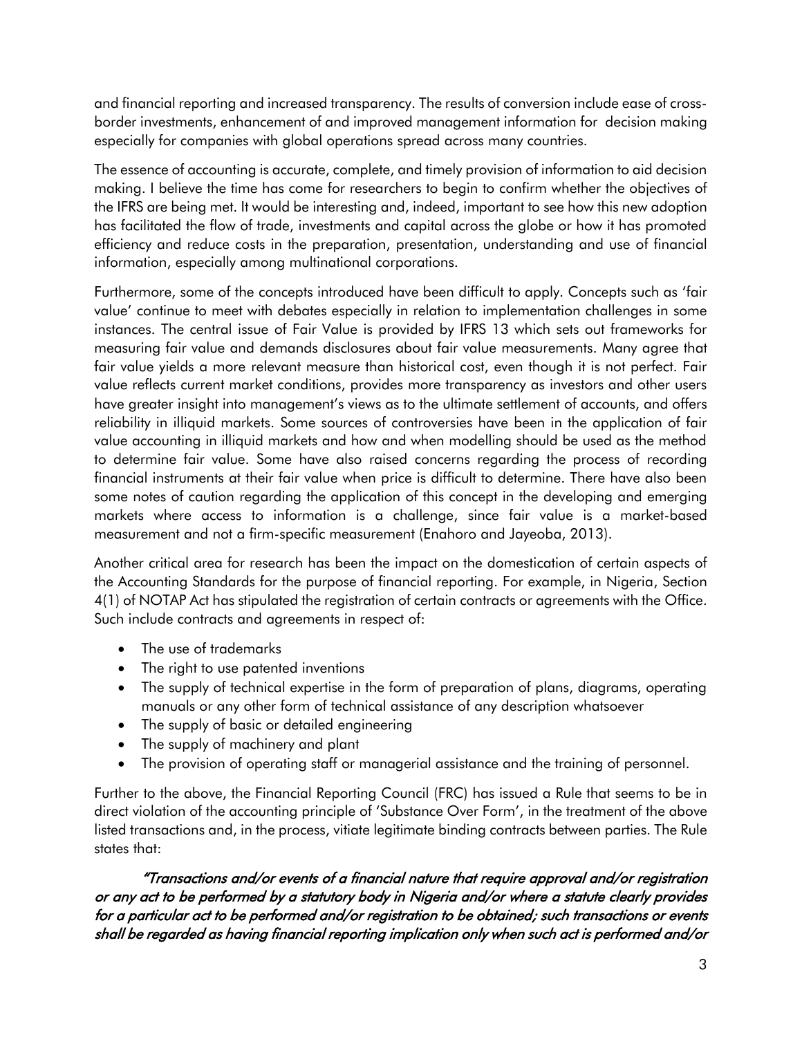and financial reporting and increased transparency. The results of conversion include ease of cross-border investments, enhancement of and improved management information for decision making especially for companies with global operations spread across many countries.

The essence of accounting is accurate, complete, and timely provision of information to aid decision making. I believe the time has come for researchers to begin to confirm whether the objectives of the IFRS are being met. It would be interesting and, indeed, important to see how this new adoption has facilitated the flow of trade, investments and capital across the globe or how it has promoted efficiency and reduce costs in the preparation, presentation, understanding and use of financial information, especially among multinational corporations.

Furthermore, some of the concepts introduced have been difficult to apply. Concepts such as 'fair value' continue to meet with debates especially in relation to implementation challenges in some instances. The central issue of Fair Value is provided by IFRS 13 which sets out frameworks for measuring fair value and demands disclosures about fair value measurements. Many agree that fair value yields a more relevant measure than historical cost, even though it is not perfect. Fair value reflects current market conditions, provides more transparency as investors and other users have greater insight into management's views as to the ultimate settlement of accounts, and offers reliability in illiquid markets. Some sources of controversies have been in the application of fair value accounting in illiquid markets and how and when modelling should be used as the method to determine fair value. Some have also raised concerns regarding the process of recording financial instruments at their fair value when price is difficult to determine. There have also been some notes of caution regarding the application of this concept in the developing and emerging markets where access to information is a challenge, since fair value is a market-based measurement and not a firm-specific measurement (Enahoro and Jayeoba, 2013).

Another critical area for research has been the impact on the domestication of certain aspects of the Accounting Standards for the purpose of financial reporting. For example, in Nigeria, Section 4(1) of NOTAP Act has stipulated the registration of certain contracts or agreements with the Office. Such include contracts and agreements in respect of:

- The use of trademarks
- The right to use patented inventions
- The supply of technical expertise in the form of preparation of plans, diagrams, operating manuals or any other form of technical assistance of any description whatsoever
- The supply of basic or detailed engineering
- The supply of machinery and plant
- The provision of operating staff or managerial assistance and the training of personnel.

Further to the above, the Financial Reporting Council (FRC) has issued a Rule that seems to be in direct violation of the accounting principle of 'Substance Over Form', in the treatment of the above listed transactions and, in the process, vitiate legitimate binding contracts between parties. The Rule states that:

> ***"Transactions and/or events of a financial nature that require approval and/or registration or any act to be performed by a statutory body in Nigeria and/or where a statute clearly provides for a particular act to be performed and/or registration to be obtained; such transactions or events shall be regarded as having financial reporting implication only when such act is performed and/or***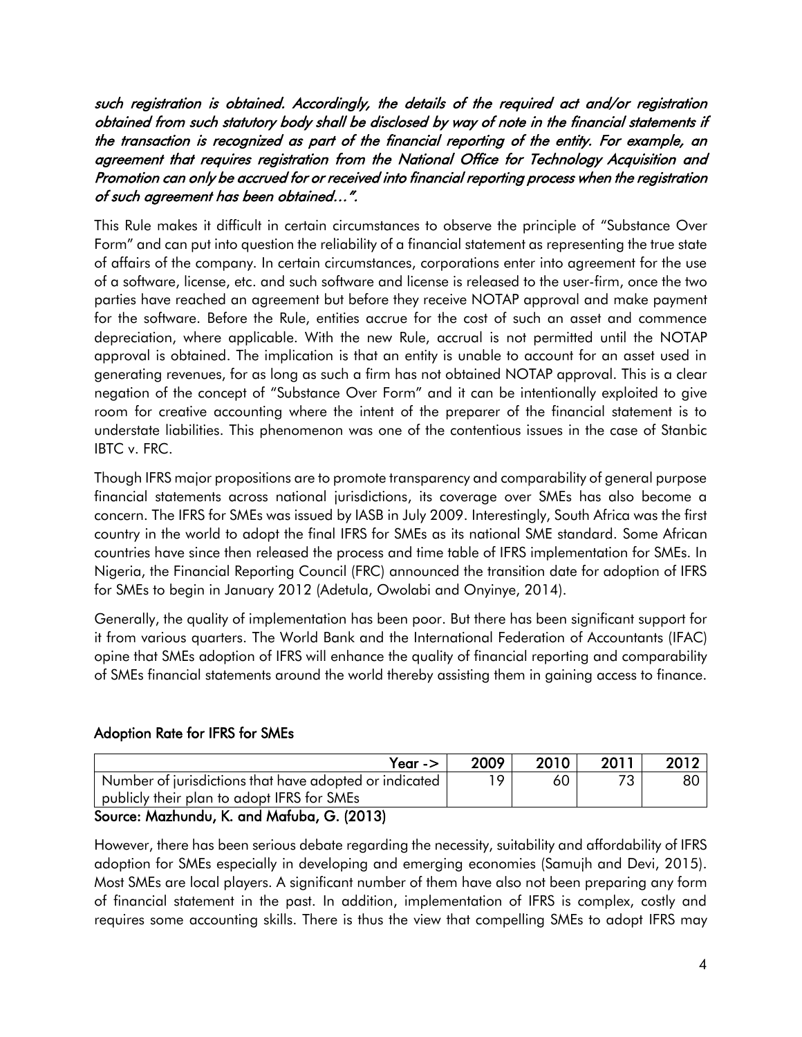*such registration is obtained. Accordingly, the details of the required act and/or registration obtained from such statutory body shall be disclosed by way of note in the financial statements if the transaction is recognized as part of the financial reporting of the entity. For example, an agreement that requires registration from the National Office for Technology Acquisition and Promotion can only be accrued for or received into financial reporting process when the registration of such agreement has been obtained…".*

This Rule makes it difficult in certain circumstances to observe the principle of "Substance Over Form" and can put into question the reliability of a financial statement as representing the true state of affairs of the company. In certain circumstances, corporations enter into agreement for the use of a software, license, etc. and such software and license is released to the user-firm, once the two parties have reached an agreement but before they receive NOTAP approval and make payment for the software. Before the Rule, entities accrue for the cost of such an asset and commence depreciation, where applicable. With the new Rule, accrual is not permitted until the NOTAP approval is obtained. The implication is that an entity is unable to account for an asset used in generating revenues, for as long as such a firm has not obtained NOTAP approval. This is a clear negation of the concept of "Substance Over Form" and it can be intentionally exploited to give room for creative accounting where the intent of the preparer of the financial statement is to understate liabilities. This phenomenon was one of the contentious issues in the case of Stanbic IBTC v. FRC.

Though IFRS major propositions are to promote transparency and comparability of general purpose financial statements across national jurisdictions, its coverage over SMEs has also become a concern. The IFRS for SMEs was issued by IASB in July 2009. Interestingly, South Africa was the first country in the world to adopt the final IFRS for SMEs as its national SME standard. Some African countries have since then released the process and time table of IFRS implementation for SMEs. In Nigeria, the Financial Reporting Council (FRC) announced the transition date for adoption of IFRS for SMEs to begin in January 2012 (Adetula, Owolabi and Onyinye, 2014).

Generally, the quality of implementation has been poor. But there has been significant support for it from various quarters. The World Bank and the International Federation of Accountants (IFAC) opine that SMEs adoption of IFRS will enhance the quality of financial reporting and comparability of SMEs financial statements around the world thereby assisting them in gaining access to finance.

## Adoption Rate for IFRS for SMEs

| Year -> | 2009 | 2010 | 2011 | 2012 |
|---|---|---|---|---|
| Number of jurisdictions that have adopted or indicated publicly their plan to adopt IFRS for SMEs | 19 | 60 | 73 | 80 |

**Source: Mazhundu, K. and Mafuba, G. (2013)**

However, there has been serious debate regarding the necessity, suitability and affordability of IFRS adoption for SMEs especially in developing and emerging economies (Samujh and Devi, 2015). Most SMEs are local players. A significant number of them have also not been preparing any form of financial statement in the past. In addition, implementation of IFRS is complex, costly and requires some accounting skills. There is thus the view that compelling SMEs to adopt IFRS may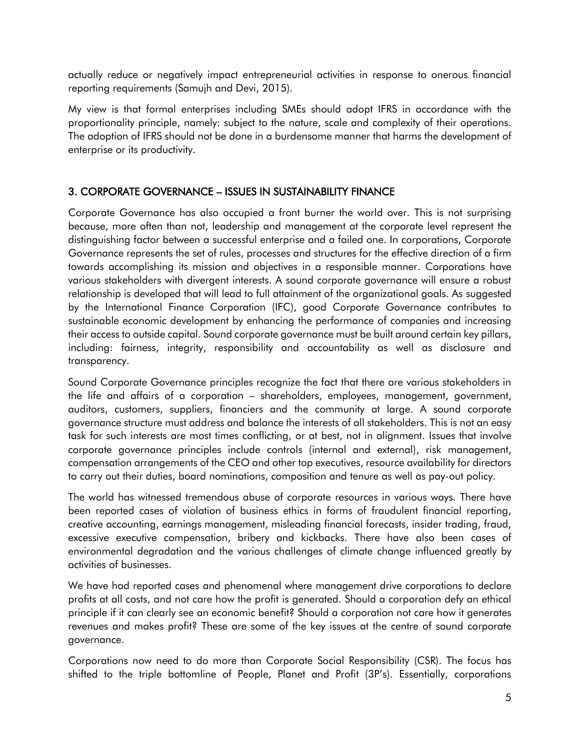actually reduce or negatively impact entrepreneurial activities in response to onerous financial reporting requirements (Samujh and Devi, 2015).

My view is that formal enterprises including SMEs should adopt IFRS in accordance with the proportionality principle, namely: subject to the nature, scale and complexity of their operations. The adoption of IFRS should not be done in a burdensome manner that harms the development of enterprise or its productivity.

## 3. CORPORATE GOVERNANCE – ISSUES IN SUSTAINABILITY FINANCE

Corporate Governance has also occupied a front burner the world over. This is not surprising because, more often than not, leadership and management at the corporate level represent the distinguishing factor between a successful enterprise and a failed one. In corporations, Corporate Governance represents the set of rules, processes and structures for the effective direction of a firm towards accomplishing its mission and objectives in a responsible manner. Corporations have various stakeholders with divergent interests. A sound corporate governance will ensure a robust relationship is developed that will lead to full attainment of the organizational goals. As suggested by the International Finance Corporation (IFC), good Corporate Governance contributes to sustainable economic development by enhancing the performance of companies and increasing their access to outside capital. Sound corporate governance must be built around certain key pillars, including: fairness, integrity, responsibility and accountability as well as disclosure and transparency.

Sound Corporate Governance principles recognize the fact that there are various stakeholders in the life and affairs of a corporation – shareholders, employees, management, government, auditors, customers, suppliers, financiers and the community at large. A sound corporate governance structure must address and balance the interests of all stakeholders. This is not an easy task for such interests are most times conflicting, or at best, not in alignment. Issues that involve corporate governance principles include controls (internal and external), risk management, compensation arrangements of the CEO and other top executives, resource availability for directors to carry out their duties, board nominations, composition and tenure as well as pay-out policy.

The world has witnessed tremendous abuse of corporate resources in various ways. There have been reported cases of violation of business ethics in forms of fraudulent financial reporting, creative accounting, earnings management, misleading financial forecasts, insider trading, fraud, excessive executive compensation, bribery and kickbacks. There have also been cases of environmental degradation and the various challenges of climate change influenced greatly by activities of businesses.

We have had reported cases and phenomenal where management drive corporations to declare profits at all costs, and not care how the profit is generated. Should a corporation defy an ethical principle if it can clearly see an economic benefit? Should a corporation not care how it generates revenues and makes profit? These are some of the key issues at the centre of sound corporate governance.

Corporations now need to do more than Corporate Social Responsibility (CSR). The focus has shifted to the triple bottomline of People, Planet and Profit (3P's). Essentially, corporations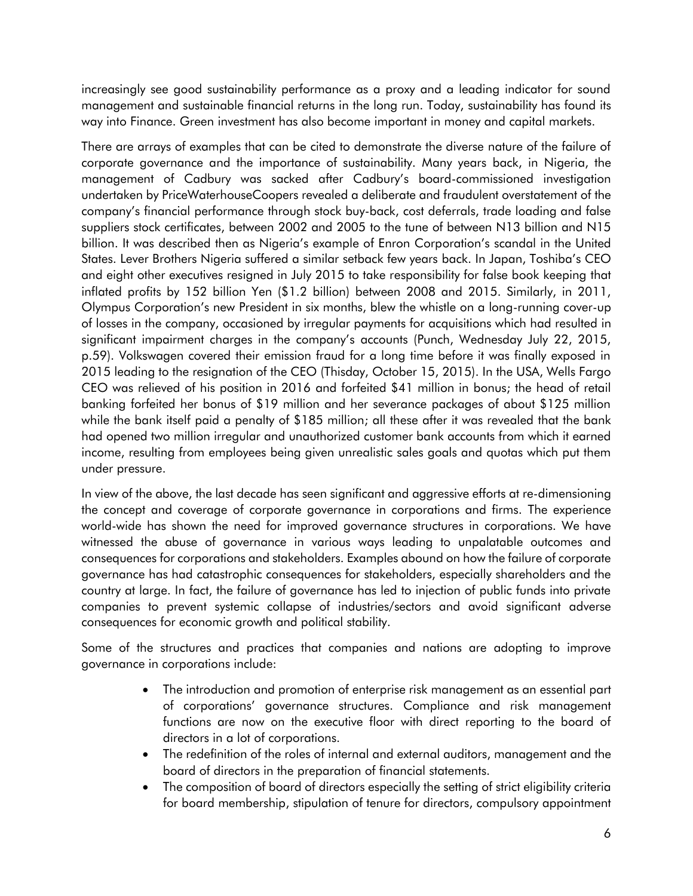increasingly see good sustainability performance as a proxy and a leading indicator for sound management and sustainable financial returns in the long run. Today, sustainability has found its way into Finance. Green investment has also become important in money and capital markets.

There are arrays of examples that can be cited to demonstrate the diverse nature of the failure of corporate governance and the importance of sustainability. Many years back, in Nigeria, the management of Cadbury was sacked after Cadbury's board-commissioned investigation undertaken by PriceWaterhouseCoopers revealed a deliberate and fraudulent overstatement of the company's financial performance through stock buy-back, cost deferrals, trade loading and false suppliers stock certificates, between 2002 and 2005 to the tune of between N13 billion and N15 billion. It was described then as Nigeria's example of Enron Corporation's scandal in the United States. Lever Brothers Nigeria suffered a similar setback few years back. In Japan, Toshiba's CEO and eight other executives resigned in July 2015 to take responsibility for false book keeping that inflated profits by 152 billion Yen ($1.2 billion) between 2008 and 2015. Similarly, in 2011, Olympus Corporation's new President in six months, blew the whistle on a long-running cover-up of losses in the company, occasioned by irregular payments for acquisitions which had resulted in significant impairment charges in the company's accounts (Punch, Wednesday July 22, 2015, p.59). Volkswagen covered their emission fraud for a long time before it was finally exposed in 2015 leading to the resignation of the CEO (Thisday, October 15, 2015). In the USA, Wells Fargo CEO was relieved of his position in 2016 and forfeited $41 million in bonus; the head of retail banking forfeited her bonus of $19 million and her severance packages of about $125 million while the bank itself paid a penalty of $185 million; all these after it was revealed that the bank had opened two million irregular and unauthorized customer bank accounts from which it earned income, resulting from employees being given unrealistic sales goals and quotas which put them under pressure.

In view of the above, the last decade has seen significant and aggressive efforts at re-dimensioning the concept and coverage of corporate governance in corporations and firms. The experience world-wide has shown the need for improved governance structures in corporations. We have witnessed the abuse of governance in various ways leading to unpalatable outcomes and consequences for corporations and stakeholders. Examples abound on how the failure of corporate governance has had catastrophic consequences for stakeholders, especially shareholders and the country at large. In fact, the failure of governance has led to injection of public funds into private companies to prevent systemic collapse of industries/sectors and avoid significant adverse consequences for economic growth and political stability.

Some of the structures and practices that companies and nations are adopting to improve governance in corporations include:

- The introduction and promotion of enterprise risk management as an essential part of corporations' governance structures. Compliance and risk management functions are now on the executive floor with direct reporting to the board of directors in a lot of corporations.
- The redefinition of the roles of internal and external auditors, management and the board of directors in the preparation of financial statements.
- The composition of board of directors especially the setting of strict eligibility criteria for board membership, stipulation of tenure for directors, compulsory appointment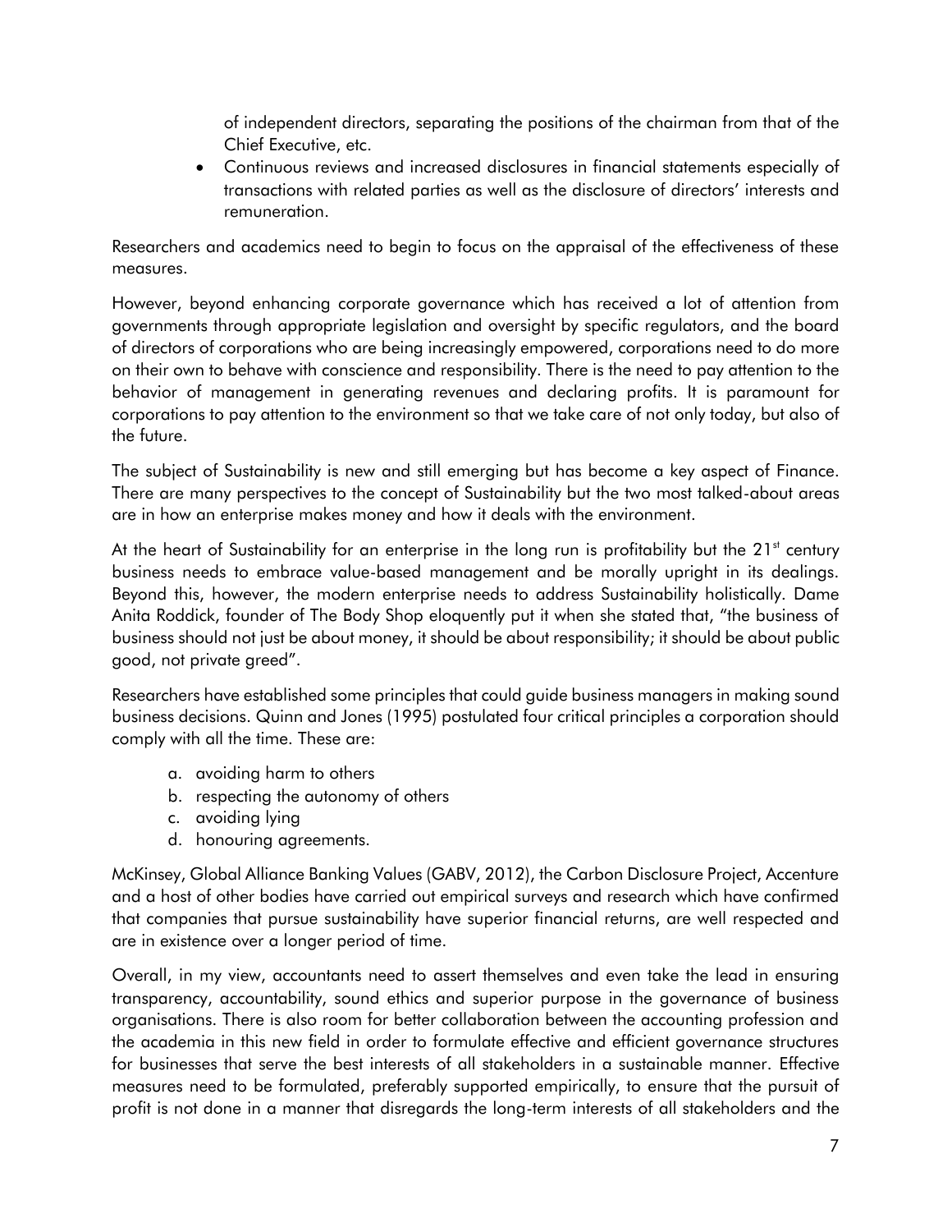of independent directors, separating the positions of the chairman from that of the Chief Executive, etc.

- Continuous reviews and increased disclosures in financial statements especially of transactions with related parties as well as the disclosure of directors' interests and remuneration.

Researchers and academics need to begin to focus on the appraisal of the effectiveness of these measures.

However, beyond enhancing corporate governance which has received a lot of attention from governments through appropriate legislation and oversight by specific regulators, and the board of directors of corporations who are being increasingly empowered, corporations need to do more on their own to behave with conscience and responsibility. There is the need to pay attention to the behavior of management in generating revenues and declaring profits. It is paramount for corporations to pay attention to the environment so that we take care of not only today, but also of the future.

The subject of Sustainability is new and still emerging but has become a key aspect of Finance. There are many perspectives to the concept of Sustainability but the two most talked-about areas are in how an enterprise makes money and how it deals with the environment.

At the heart of Sustainability for an enterprise in the long run is profitability but the 21st century business needs to embrace value-based management and be morally upright in its dealings. Beyond this, however, the modern enterprise needs to address Sustainability holistically. Dame Anita Roddick, founder of The Body Shop eloquently put it when she stated that, "the business of business should not just be about money, it should be about responsibility; it should be about public good, not private greed".

Researchers have established some principles that could guide business managers in making sound business decisions. Quinn and Jones (1995) postulated four critical principles a corporation should comply with all the time. These are:

a. avoiding harm to others
b. respecting the autonomy of others
c. avoiding lying
d. honouring agreements.

McKinsey, Global Alliance Banking Values (GABV, 2012), the Carbon Disclosure Project, Accenture and a host of other bodies have carried out empirical surveys and research which have confirmed that companies that pursue sustainability have superior financial returns, are well respected and are in existence over a longer period of time.

Overall, in my view, accountants need to assert themselves and even take the lead in ensuring transparency, accountability, sound ethics and superior purpose in the governance of business organisations. There is also room for better collaboration between the accounting profession and the academia in this new field in order to formulate effective and efficient governance structures for businesses that serve the best interests of all stakeholders in a sustainable manner. Effective measures need to be formulated, preferably supported empirically, to ensure that the pursuit of profit is not done in a manner that disregards the long-term interests of all stakeholders and the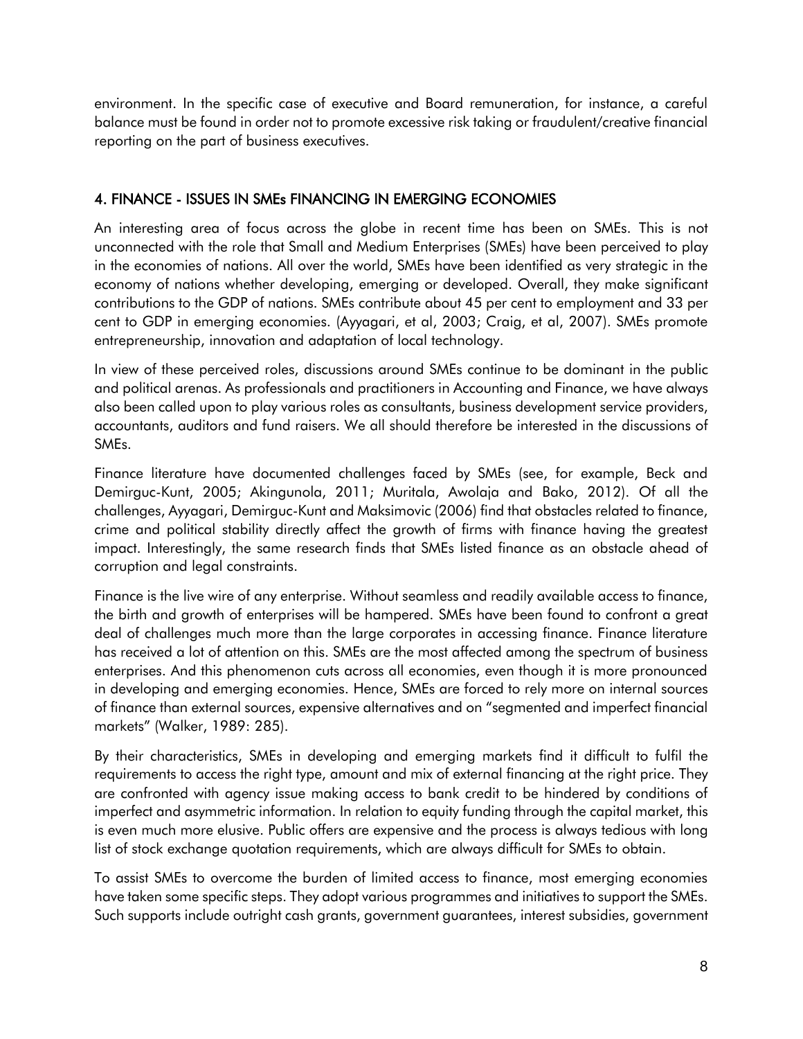environment. In the specific case of executive and Board remuneration, for instance, a careful balance must be found in order not to promote excessive risk taking or fraudulent/creative financial reporting on the part of business executives.

## 4. FINANCE - ISSUES IN SMEs FINANCING IN EMERGING ECONOMIES

An interesting area of focus across the globe in recent time has been on SMEs. This is not unconnected with the role that Small and Medium Enterprises (SMEs) have been perceived to play in the economies of nations. All over the world, SMEs have been identified as very strategic in the economy of nations whether developing, emerging or developed. Overall, they make significant contributions to the GDP of nations. SMEs contribute about 45 per cent to employment and 33 per cent to GDP in emerging economies. (Ayyagari, et al, 2003; Craig, et al, 2007). SMEs promote entrepreneurship, innovation and adaptation of local technology.

In view of these perceived roles, discussions around SMEs continue to be dominant in the public and political arenas. As professionals and practitioners in Accounting and Finance, we have always also been called upon to play various roles as consultants, business development service providers, accountants, auditors and fund raisers. We all should therefore be interested in the discussions of SMEs.

Finance literature have documented challenges faced by SMEs (see, for example, Beck and Demirguc-Kunt, 2005; Akingunola, 2011; Muritala, Awolaja and Bako, 2012). Of all the challenges, Ayyagari, Demirguc-Kunt and Maksimovic (2006) find that obstacles related to finance, crime and political stability directly affect the growth of firms with finance having the greatest impact. Interestingly, the same research finds that SMEs listed finance as an obstacle ahead of corruption and legal constraints.

Finance is the live wire of any enterprise. Without seamless and readily available access to finance, the birth and growth of enterprises will be hampered. SMEs have been found to confront a great deal of challenges much more than the large corporates in accessing finance. Finance literature has received a lot of attention on this. SMEs are the most affected among the spectrum of business enterprises. And this phenomenon cuts across all economies, even though it is more pronounced in developing and emerging economies. Hence, SMEs are forced to rely more on internal sources of finance than external sources, expensive alternatives and on "segmented and imperfect financial markets" (Walker, 1989: 285).

By their characteristics, SMEs in developing and emerging markets find it difficult to fulfil the requirements to access the right type, amount and mix of external financing at the right price. They are confronted with agency issue making access to bank credit to be hindered by conditions of imperfect and asymmetric information. In relation to equity funding through the capital market, this is even much more elusive. Public offers are expensive and the process is always tedious with long list of stock exchange quotation requirements, which are always difficult for SMEs to obtain.

To assist SMEs to overcome the burden of limited access to finance, most emerging economies have taken some specific steps. They adopt various programmes and initiatives to support the SMEs. Such supports include outright cash grants, government guarantees, interest subsidies, government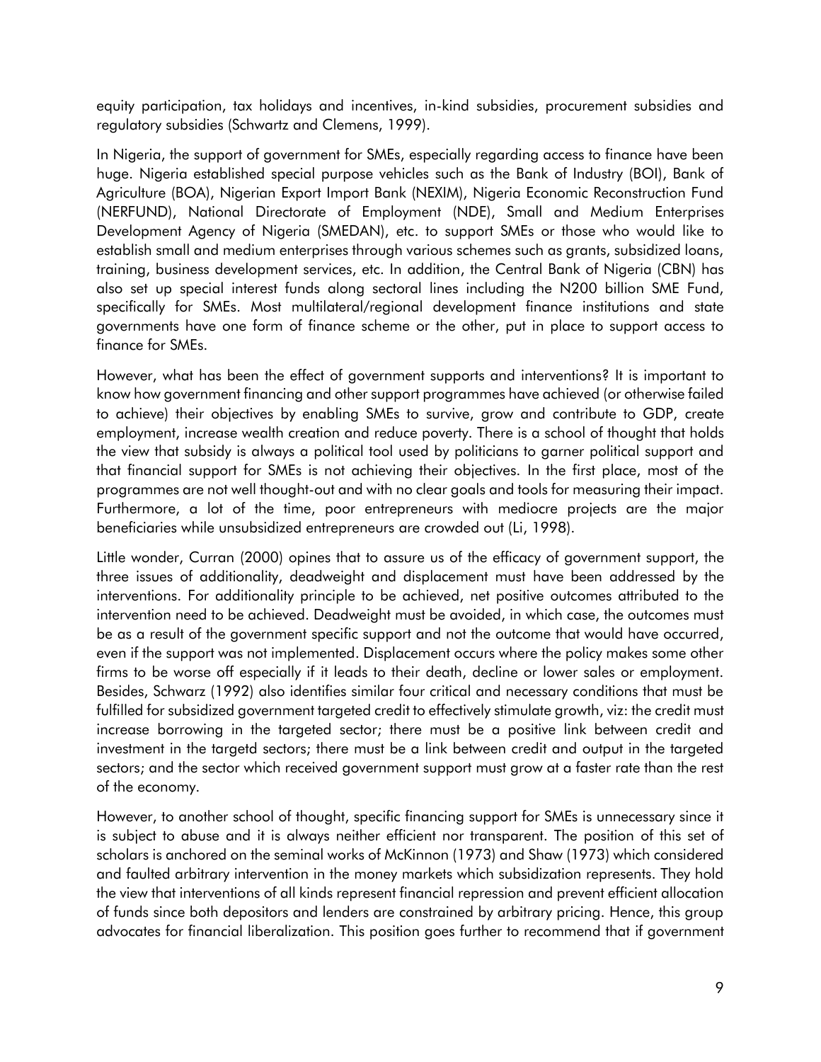equity participation, tax holidays and incentives, in-kind subsidies, procurement subsidies and regulatory subsidies (Schwartz and Clemens, 1999).

In Nigeria, the support of government for SMEs, especially regarding access to finance have been huge. Nigeria established special purpose vehicles such as the Bank of Industry (BOI), Bank of Agriculture (BOA), Nigerian Export Import Bank (NEXIM), Nigeria Economic Reconstruction Fund (NERFUND), National Directorate of Employment (NDE), Small and Medium Enterprises Development Agency of Nigeria (SMEDAN), etc. to support SMEs or those who would like to establish small and medium enterprises through various schemes such as grants, subsidized loans, training, business development services, etc. In addition, the Central Bank of Nigeria (CBN) has also set up special interest funds along sectoral lines including the N200 billion SME Fund, specifically for SMEs. Most multilateral/regional development finance institutions and state governments have one form of finance scheme or the other, put in place to support access to finance for SMEs.

However, what has been the effect of government supports and interventions? It is important to know how government financing and other support programmes have achieved (or otherwise failed to achieve) their objectives by enabling SMEs to survive, grow and contribute to GDP, create employment, increase wealth creation and reduce poverty. There is a school of thought that holds the view that subsidy is always a political tool used by politicians to garner political support and that financial support for SMEs is not achieving their objectives. In the first place, most of the programmes are not well thought-out and with no clear goals and tools for measuring their impact. Furthermore, a lot of the time, poor entrepreneurs with mediocre projects are the major beneficiaries while unsubsidized entrepreneurs are crowded out (Li, 1998).

Little wonder, Curran (2000) opines that to assure us of the efficacy of government support, the three issues of additionality, deadweight and displacement must have been addressed by the interventions. For additionality principle to be achieved, net positive outcomes attributed to the intervention need to be achieved. Deadweight must be avoided, in which case, the outcomes must be as a result of the government specific support and not the outcome that would have occurred, even if the support was not implemented. Displacement occurs where the policy makes some other firms to be worse off especially if it leads to their death, decline or lower sales or employment. Besides, Schwarz (1992) also identifies similar four critical and necessary conditions that must be fulfilled for subsidized government targeted credit to effectively stimulate growth, viz: the credit must increase borrowing in the targeted sector; there must be a positive link between credit and investment in the targetd sectors; there must be a link between credit and output in the targeted sectors; and the sector which received government support must grow at a faster rate than the rest of the economy.

However, to another school of thought, specific financing support for SMEs is unnecessary since it is subject to abuse and it is always neither efficient nor transparent. The position of this set of scholars is anchored on the seminal works of McKinnon (1973) and Shaw (1973) which considered and faulted arbitrary intervention in the money markets which subsidization represents. They hold the view that interventions of all kinds represent financial repression and prevent efficient allocation of funds since both depositors and lenders are constrained by arbitrary pricing. Hence, this group advocates for financial liberalization. This position goes further to recommend that if government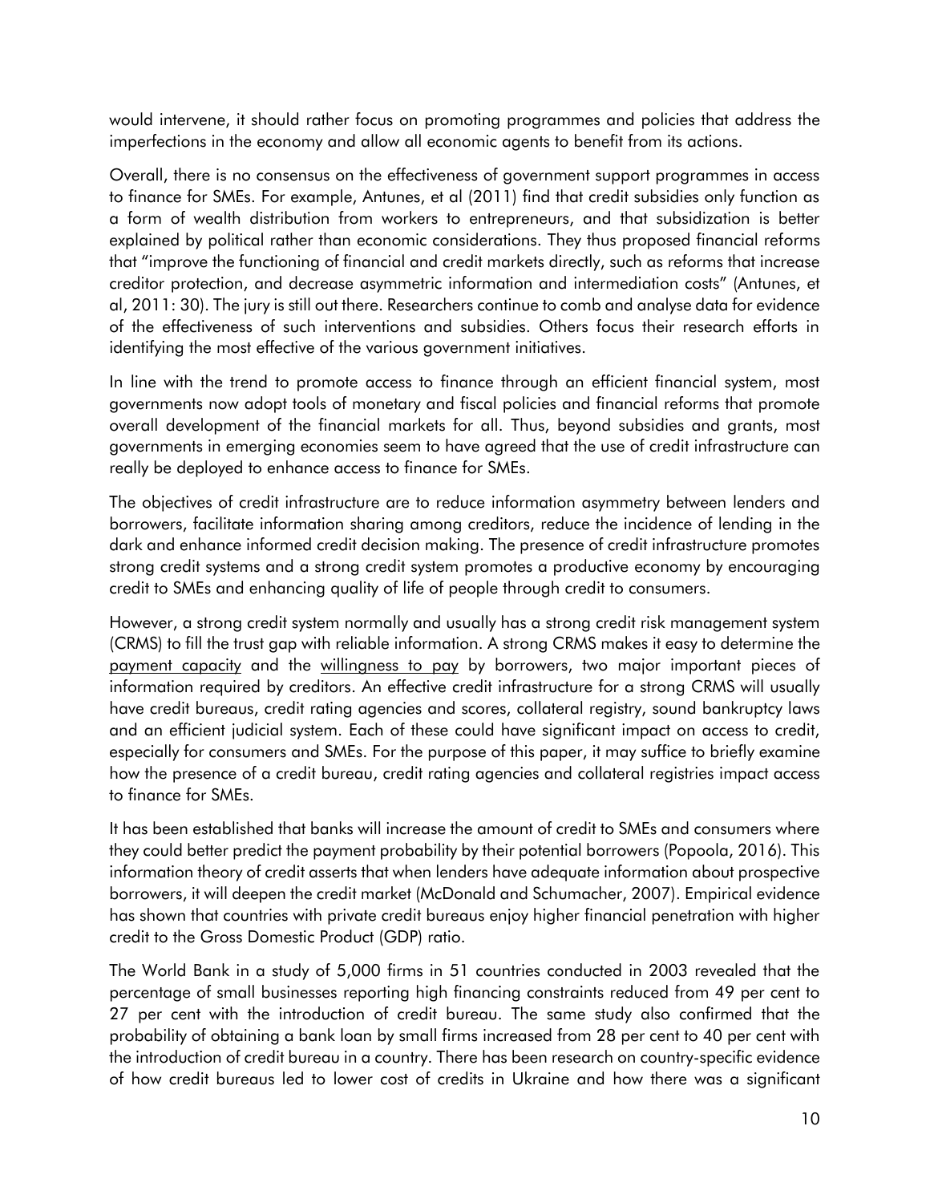would intervene, it should rather focus on promoting programmes and policies that address the imperfections in the economy and allow all economic agents to benefit from its actions.

Overall, there is no consensus on the effectiveness of government support programmes in access to finance for SMEs. For example, Antunes, et al (2011) find that credit subsidies only function as a form of wealth distribution from workers to entrepreneurs, and that subsidization is better explained by political rather than economic considerations. They thus proposed financial reforms that "improve the functioning of financial and credit markets directly, such as reforms that increase creditor protection, and decrease asymmetric information and intermediation costs" (Antunes, et al, 2011: 30). The jury is still out there. Researchers continue to comb and analyse data for evidence of the effectiveness of such interventions and subsidies. Others focus their research efforts in identifying the most effective of the various government initiatives.

In line with the trend to promote access to finance through an efficient financial system, most governments now adopt tools of monetary and fiscal policies and financial reforms that promote overall development of the financial markets for all. Thus, beyond subsidies and grants, most governments in emerging economies seem to have agreed that the use of credit infrastructure can really be deployed to enhance access to finance for SMEs.

The objectives of credit infrastructure are to reduce information asymmetry between lenders and borrowers, facilitate information sharing among creditors, reduce the incidence of lending in the dark and enhance informed credit decision making. The presence of credit infrastructure promotes strong credit systems and a strong credit system promotes a productive economy by encouraging credit to SMEs and enhancing quality of life of people through credit to consumers.

However, a strong credit system normally and usually has a strong credit risk management system (CRMS) to fill the trust gap with reliable information. A strong CRMS makes it easy to determine the payment capacity and the willingness to pay by borrowers, two major important pieces of information required by creditors. An effective credit infrastructure for a strong CRMS will usually have credit bureaus, credit rating agencies and scores, collateral registry, sound bankruptcy laws and an efficient judicial system. Each of these could have significant impact on access to credit, especially for consumers and SMEs. For the purpose of this paper, it may suffice to briefly examine how the presence of a credit bureau, credit rating agencies and collateral registries impact access to finance for SMEs.

It has been established that banks will increase the amount of credit to SMEs and consumers where they could better predict the payment probability by their potential borrowers (Popoola, 2016). This information theory of credit asserts that when lenders have adequate information about prospective borrowers, it will deepen the credit market (McDonald and Schumacher, 2007). Empirical evidence has shown that countries with private credit bureaus enjoy higher financial penetration with higher credit to the Gross Domestic Product (GDP) ratio.

The World Bank in a study of 5,000 firms in 51 countries conducted in 2003 revealed that the percentage of small businesses reporting high financing constraints reduced from 49 per cent to 27 per cent with the introduction of credit bureau. The same study also confirmed that the probability of obtaining a bank loan by small firms increased from 28 per cent to 40 per cent with the introduction of credit bureau in a country. There has been research on country-specific evidence of how credit bureaus led to lower cost of credits in Ukraine and how there was a significant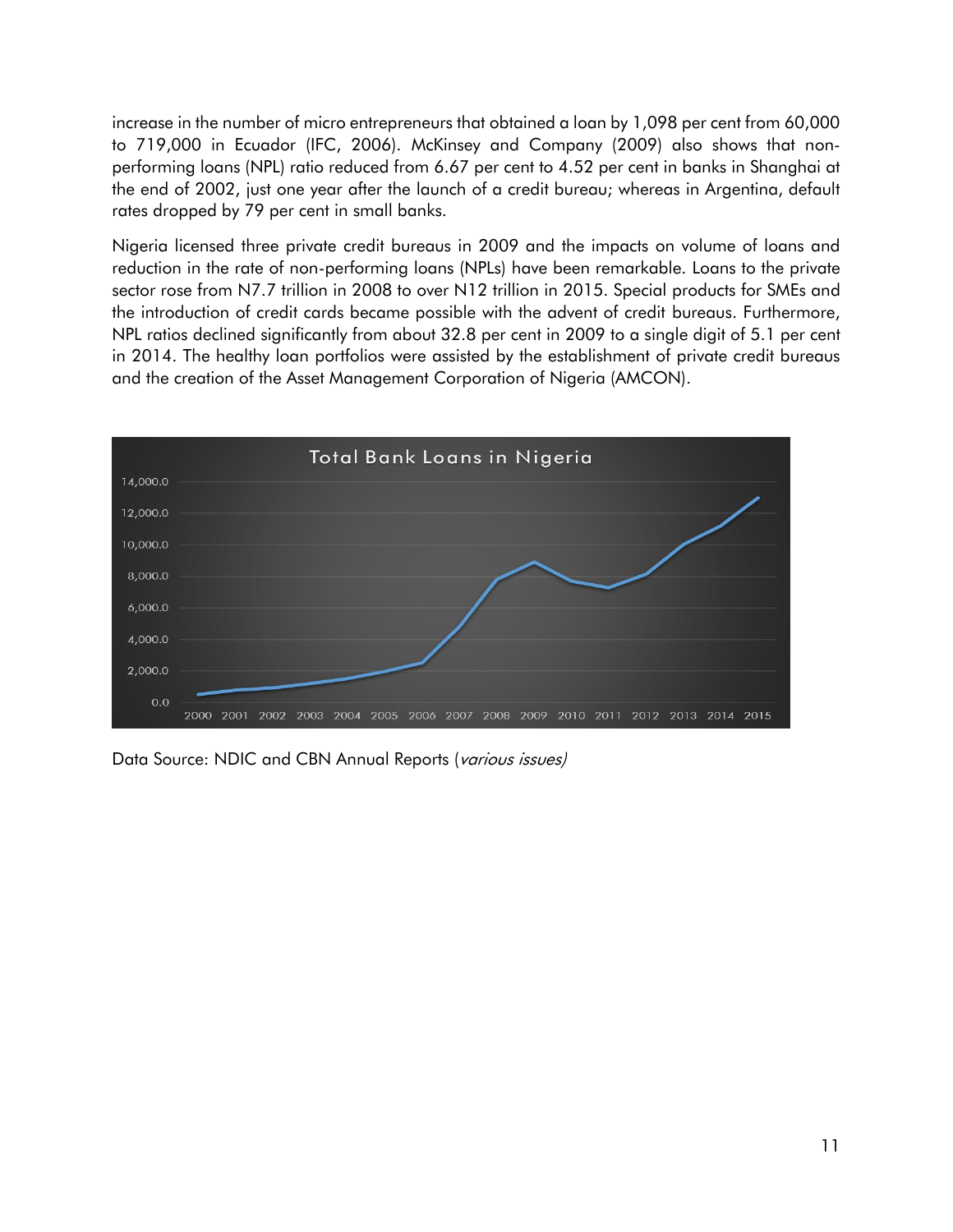increase in the number of micro entrepreneurs that obtained a loan by 1,098 per cent from 60,000 to 719,000 in Ecuador (IFC, 2006). McKinsey and Company (2009) also shows that non-performing loans (NPL) ratio reduced from 6.67 per cent to 4.52 per cent in banks in Shanghai at the end of 2002, just one year after the launch of a credit bureau; whereas in Argentina, default rates dropped by 79 per cent in small banks.

Nigeria licensed three private credit bureaus in 2009 and the impacts on volume of loans and reduction in the rate of non-performing loans (NPLs) have been remarkable. Loans to the private sector rose from N7.7 trillion in 2008 to over N12 trillion in 2015. Special products for SMEs and the introduction of credit cards became possible with the advent of credit bureaus. Furthermore, NPL ratios declined significantly from about 32.8 per cent in 2009 to a single digit of 5.1 per cent in 2014. The healthy loan portfolios were assisted by the establishment of private credit bureaus and the creation of the Asset Management Corporation of Nigeria (AMCON).

Total Bank Loans in Nigeria

Data Source: NDIC and CBN Annual Reports (*various issues)*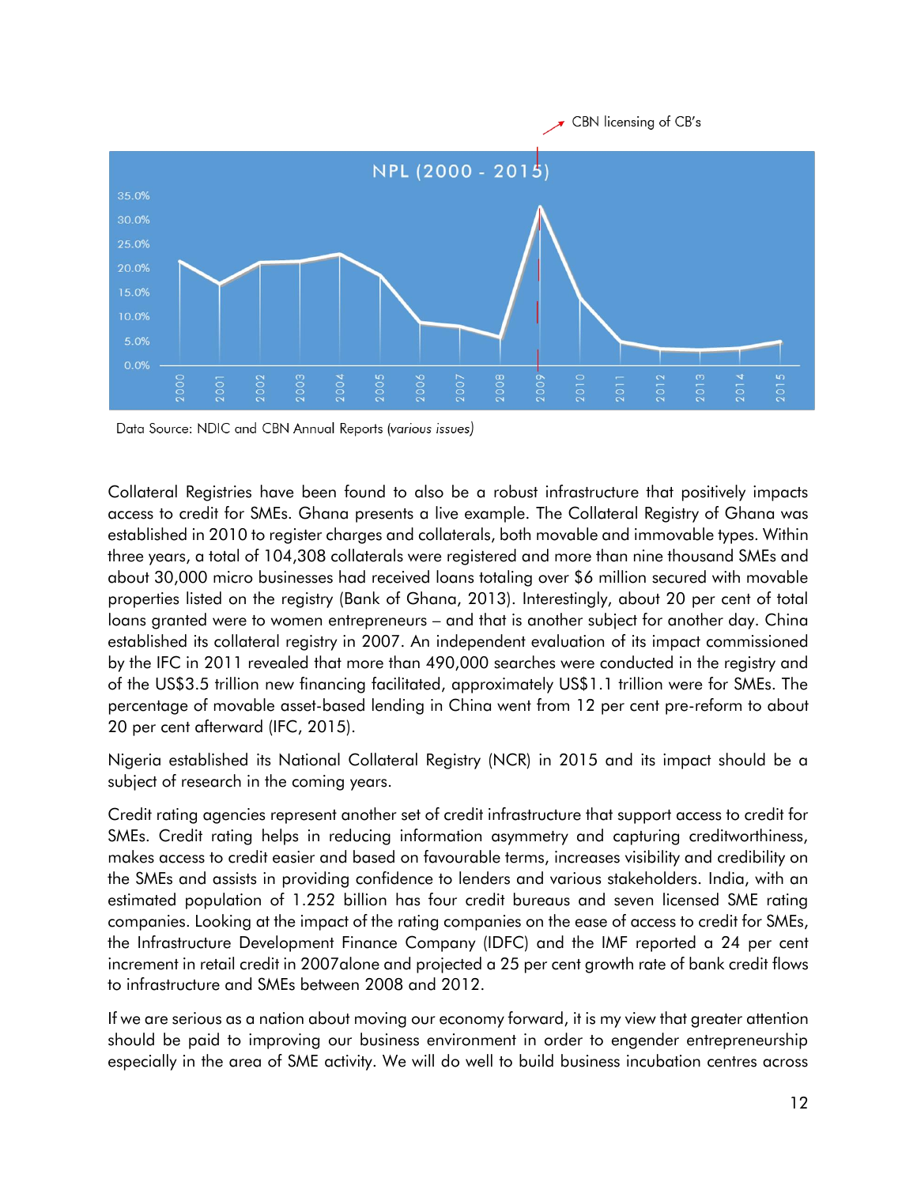CBN licensing of CB's

NPL (2000 - 2015)

Data Source: NDIC and CBN Annual Reports *(various issues)*

Collateral Registries have been found to also be a robust infrastructure that positively impacts access to credit for SMEs. Ghana presents a live example. The Collateral Registry of Ghana was established in 2010 to register charges and collaterals, both movable and immovable types. Within three years, a total of 104,308 collaterals were registered and more than nine thousand SMEs and about 30,000 micro businesses had received loans totaling over $6 million secured with movable properties listed on the registry (Bank of Ghana, 2013). Interestingly, about 20 per cent of total loans granted were to women entrepreneurs – and that is another subject for another day. China established its collateral registry in 2007. An independent evaluation of its impact commissioned by the IFC in 2011 revealed that more than 490,000 searches were conducted in the registry and of the US$3.5 trillion new financing facilitated, approximately US$1.1 trillion were for SMEs. The percentage of movable asset-based lending in China went from 12 per cent pre-reform to about 20 per cent afterward (IFC, 2015).

Nigeria established its National Collateral Registry (NCR) in 2015 and its impact should be a subject of research in the coming years.

Credit rating agencies represent another set of credit infrastructure that support access to credit for SMEs. Credit rating helps in reducing information asymmetry and capturing creditworthiness, makes access to credit easier and based on favourable terms, increases visibility and credibility on the SMEs and assists in providing confidence to lenders and various stakeholders. India, with an estimated population of 1.252 billion has four credit bureaus and seven licensed SME rating companies. Looking at the impact of the rating companies on the ease of access to credit for SMEs, the Infrastructure Development Finance Company (IDFC) and the IMF reported a 24 per cent increment in retail credit in 2007alone and projected a 25 per cent growth rate of bank credit flows to infrastructure and SMEs between 2008 and 2012.

If we are serious as a nation about moving our economy forward, it is my view that greater attention should be paid to improving our business environment in order to engender entrepreneurship especially in the area of SME activity. We will do well to build business incubation centres across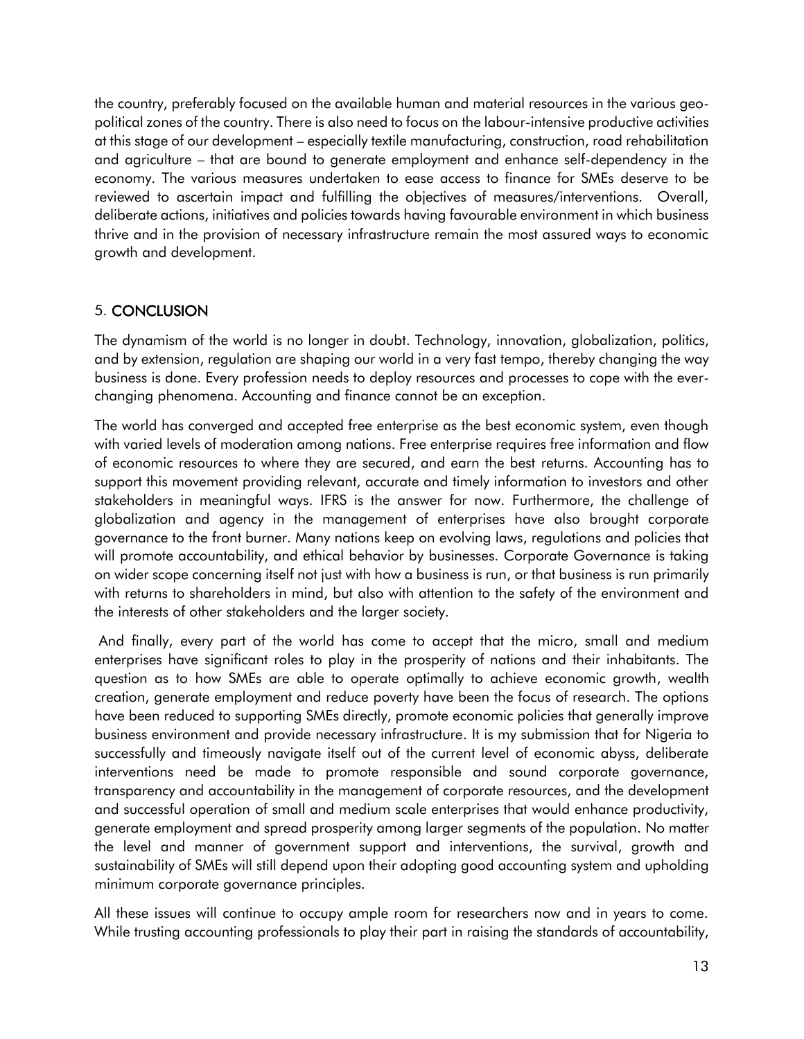the country, preferably focused on the available human and material resources in the various geo-political zones of the country. There is also need to focus on the labour-intensive productive activities at this stage of our development – especially textile manufacturing, construction, road rehabilitation and agriculture – that are bound to generate employment and enhance self-dependency in the economy. The various measures undertaken to ease access to finance for SMEs deserve to be reviewed to ascertain impact and fulfilling the objectives of measures/interventions. Overall, deliberate actions, initiatives and policies towards having favourable environment in which business thrive and in the provision of necessary infrastructure remain the most assured ways to economic growth and development.

## 5. CONCLUSION

The dynamism of the world is no longer in doubt. Technology, innovation, globalization, politics, and by extension, regulation are shaping our world in a very fast tempo, thereby changing the way business is done. Every profession needs to deploy resources and processes to cope with the ever-changing phenomena. Accounting and finance cannot be an exception.

The world has converged and accepted free enterprise as the best economic system, even though with varied levels of moderation among nations. Free enterprise requires free information and flow of economic resources to where they are secured, and earn the best returns. Accounting has to support this movement providing relevant, accurate and timely information to investors and other stakeholders in meaningful ways. IFRS is the answer for now. Furthermore, the challenge of globalization and agency in the management of enterprises have also brought corporate governance to the front burner. Many nations keep on evolving laws, regulations and policies that will promote accountability, and ethical behavior by businesses. Corporate Governance is taking on wider scope concerning itself not just with how a business is run, or that business is run primarily with returns to shareholders in mind, but also with attention to the safety of the environment and the interests of other stakeholders and the larger society.

And finally, every part of the world has come to accept that the micro, small and medium enterprises have significant roles to play in the prosperity of nations and their inhabitants. The question as to how SMEs are able to operate optimally to achieve economic growth, wealth creation, generate employment and reduce poverty have been the focus of research. The options have been reduced to supporting SMEs directly, promote economic policies that generally improve business environment and provide necessary infrastructure. It is my submission that for Nigeria to successfully and timeously navigate itself out of the current level of economic abyss, deliberate interventions need be made to promote responsible and sound corporate governance, transparency and accountability in the management of corporate resources, and the development and successful operation of small and medium scale enterprises that would enhance productivity, generate employment and spread prosperity among larger segments of the population. No matter the level and manner of government support and interventions, the survival, growth and sustainability of SMEs will still depend upon their adopting good accounting system and upholding minimum corporate governance principles.

All these issues will continue to occupy ample room for researchers now and in years to come. While trusting accounting professionals to play their part in raising the standards of accountability,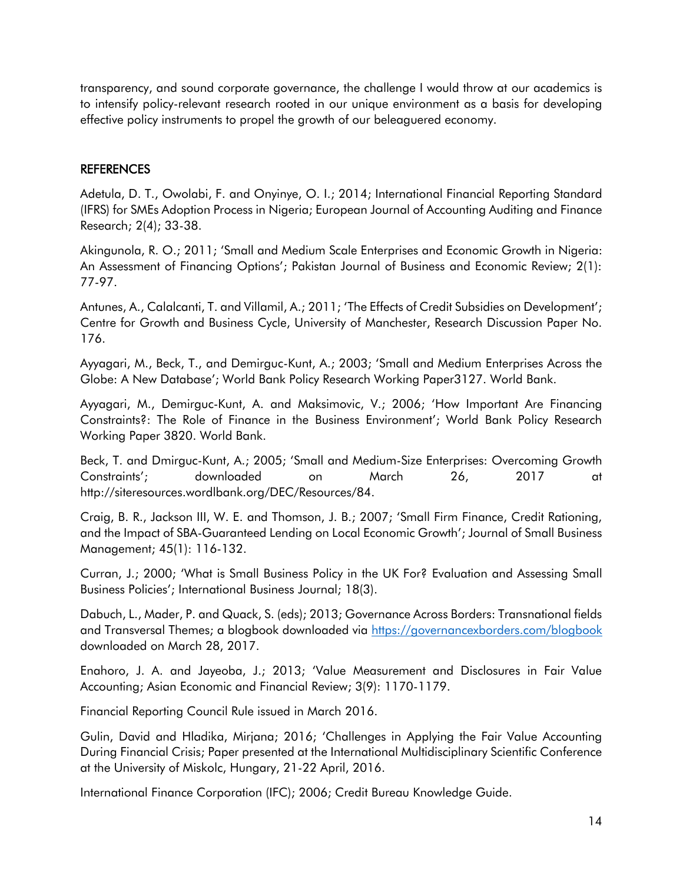transparency, and sound corporate governance, the challenge I would throw at our academics is to intensify policy-relevant research rooted in our unique environment as a basis for developing effective policy instruments to propel the growth of our beleaguered economy.

## REFERENCES

Adetula, D. T., Owolabi, F. and Onyinye, O. I.; 2014; International Financial Reporting Standard (IFRS) for SMEs Adoption Process in Nigeria; European Journal of Accounting Auditing and Finance Research; 2(4); 33-38.

Akingunola, R. O.; 2011; 'Small and Medium Scale Enterprises and Economic Growth in Nigeria: An Assessment of Financing Options'; Pakistan Journal of Business and Economic Review; 2(1): 77-97.

Antunes, A., Calalcanti, T. and Villamil, A.; 2011; 'The Effects of Credit Subsidies on Development'; Centre for Growth and Business Cycle, University of Manchester, Research Discussion Paper No. 176.

Ayyagari, M., Beck, T., and Demirguc-Kunt, A.; 2003; 'Small and Medium Enterprises Across the Globe: A New Database'; World Bank Policy Research Working Paper3127. World Bank.

Ayyagari, M., Demirguc-Kunt, A. and Maksimovic, V.; 2006; 'How Important Are Financing Constraints?: The Role of Finance in the Business Environment'; World Bank Policy Research Working Paper 3820. World Bank.

Beck, T. and Dmirguc-Kunt, A.; 2005; 'Small and Medium-Size Enterprises: Overcoming Growth Constraints'; downloaded on March 26, 2017 at http://siteresources.wordlbank.org/DEC/Resources/84.

Craig, B. R., Jackson III, W. E. and Thomson, J. B.; 2007; 'Small Firm Finance, Credit Rationing, and the Impact of SBA-Guaranteed Lending on Local Economic Growth'; Journal of Small Business Management; 45(1): 116-132.

Curran, J.; 2000; 'What is Small Business Policy in the UK For? Evaluation and Assessing Small Business Policies'; International Business Journal; 18(3).

Dabuch, L., Mader, P. and Quack, S. (eds); 2013; Governance Across Borders: Transnational fields and Transversal Themes; a blogbook downloaded via https://governancexborders.com/blogbook downloaded on March 28, 2017.

Enahoro, J. A. and Jayeoba, J.; 2013; 'Value Measurement and Disclosures in Fair Value Accounting; Asian Economic and Financial Review; 3(9): 1170-1179.

Financial Reporting Council Rule issued in March 2016.

Gulin, David and Hladika, Mirjana; 2016; 'Challenges in Applying the Fair Value Accounting During Financial Crisis; Paper presented at the International Multidisciplinary Scientific Conference at the University of Miskolc, Hungary, 21-22 April, 2016.

International Finance Corporation (IFC); 2006; Credit Bureau Knowledge Guide.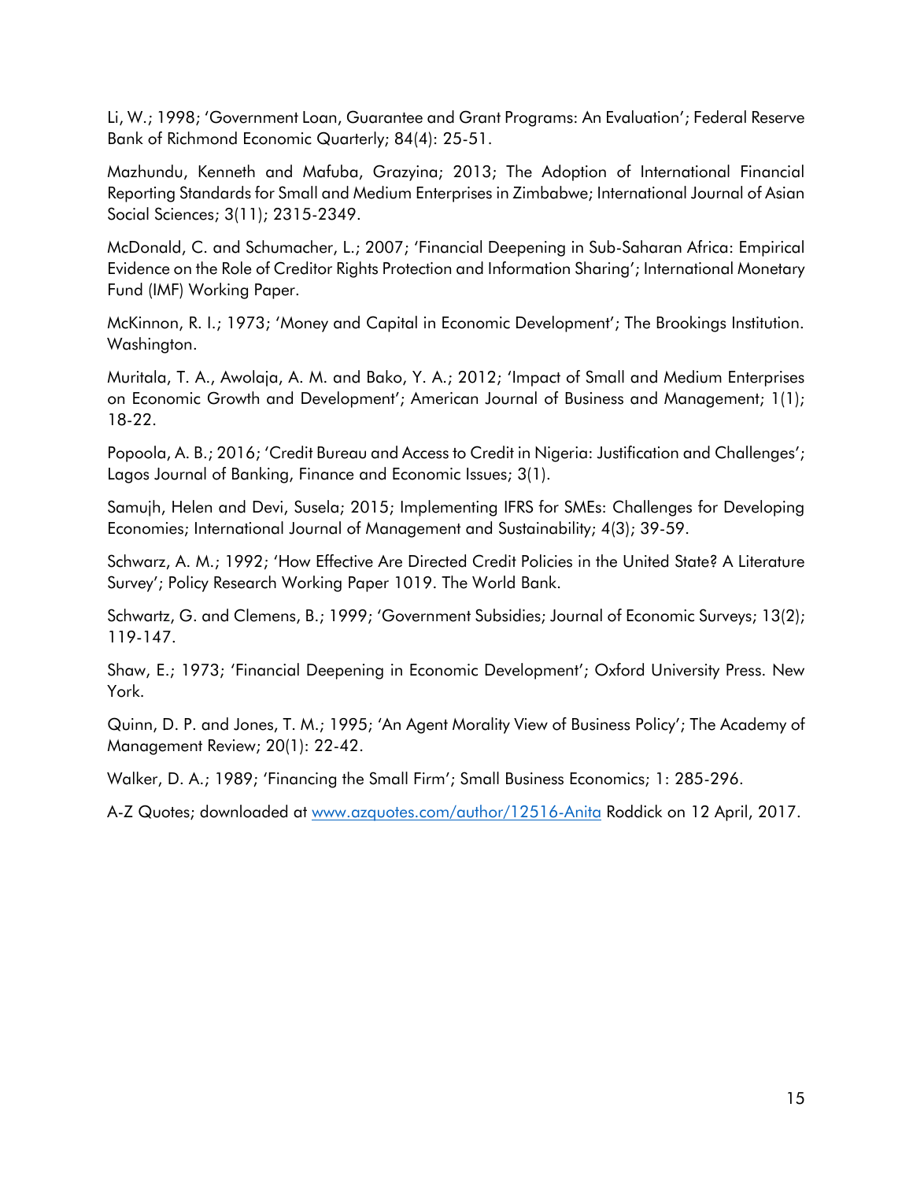Li, W.; 1998; 'Government Loan, Guarantee and Grant Programs: An Evaluation'; Federal Reserve Bank of Richmond Economic Quarterly; 84(4): 25-51.

Mazhundu, Kenneth and Mafuba, Grazyina; 2013; The Adoption of International Financial Reporting Standards for Small and Medium Enterprises in Zimbabwe; International Journal of Asian Social Sciences; 3(11); 2315-2349.

McDonald, C. and Schumacher, L.; 2007; 'Financial Deepening in Sub-Saharan Africa: Empirical Evidence on the Role of Creditor Rights Protection and Information Sharing'; International Monetary Fund (IMF) Working Paper.

McKinnon, R. I.; 1973; 'Money and Capital in Economic Development'; The Brookings Institution. Washington.

Muritala, T. A., Awolaja, A. M. and Bako, Y. A.; 2012; 'Impact of Small and Medium Enterprises on Economic Growth and Development'; American Journal of Business and Management; 1(1); 18-22.

Popoola, A. B.; 2016; 'Credit Bureau and Access to Credit in Nigeria: Justification and Challenges'; Lagos Journal of Banking, Finance and Economic Issues; 3(1).

Samujh, Helen and Devi, Susela; 2015; Implementing IFRS for SMEs: Challenges for Developing Economies; International Journal of Management and Sustainability; 4(3); 39-59.

Schwarz, A. M.; 1992; 'How Effective Are Directed Credit Policies in the United State? A Literature Survey'; Policy Research Working Paper 1019. The World Bank.

Schwartz, G. and Clemens, B.; 1999; 'Government Subsidies; Journal of Economic Surveys; 13(2); 119-147.

Shaw, E.; 1973; 'Financial Deepening in Economic Development'; Oxford University Press. New York.

Quinn, D. P. and Jones, T. M.; 1995; 'An Agent Morality View of Business Policy'; The Academy of Management Review; 20(1): 22-42.

Walker, D. A.; 1989; 'Financing the Small Firm'; Small Business Economics; 1: 285-296.

A-Z Quotes; downloaded at www.azquotes.com/author/12516-Anita Roddick on 12 April, 2017.